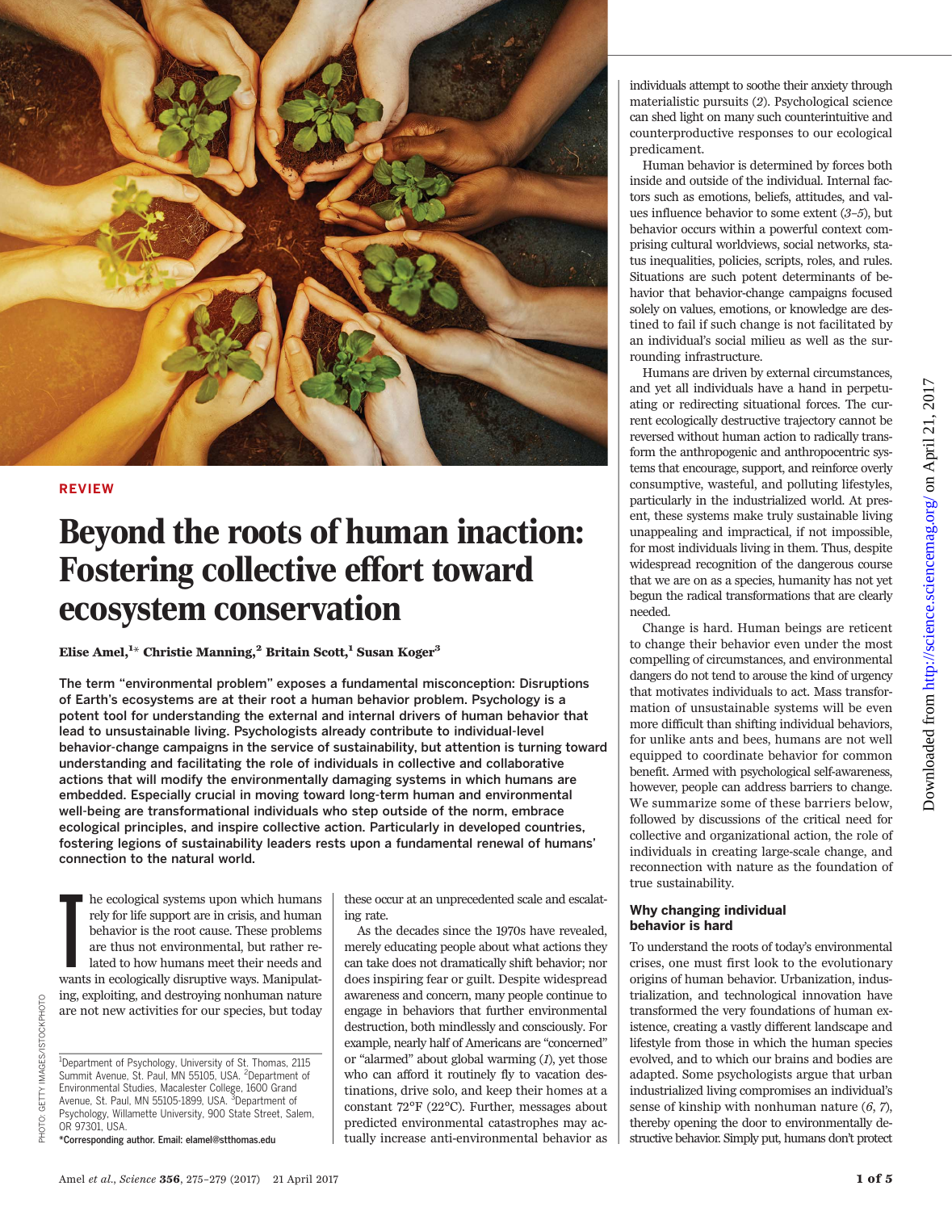REVIEW

# Beyond the roots of human inaction: Fostering collective effort toward ecosystem conservation

**Elise Amel,[1]* Christie Manning,[2] Britain Scott,[1] Susan Koger[3]**

**The term "environmental problem" exposes a fundamental misconception: Disruptions of Earth's ecosystems are at their root a human behavior problem. Psychology is a potent tool for understanding the external and internal drivers of human behavior that lead to unsustainable living. Psychologists already contribute to individual-level behavior-change campaigns in the service of sustainability, but attention is turning toward understanding and facilitating the role of individuals in collective and collaborative actions that will modify the environmentally damaging systems in which humans are embedded. Especially crucial in moving toward long-term human and environmental well-being are transformational individuals who step outside of the norm, embrace ecological principles, and inspire collective action. Particularly in developed countries, fostering legions of sustainability leaders rests upon a fundamental renewal of humans' connection to the natural world.**

The ecological systems upon which humans rely for life support are in crisis, and human behavior is the root cause. These problems are thus not environmental, but rather related to how humans meet their needs and wants in ecologically disruptive ways. Manipulating, exploiting, and destroying nonhuman nature are not new activities for our species, but today these occur at an unprecedented scale and escalating rate.

As the decades since the 1970s have revealed, merely educating people about what actions they can take does not dramatically shift behavior; nor does inspiring fear or guilt. Despite widespread awareness and concern, many people continue to engage in behaviors that further environmental destruction, both mindlessly and consciously. For example, nearly half of Americans are "concerned" or "alarmed" about global warming (*1*), yet those who can afford it routinely fly to vacation destinations, drive solo, and keep their homes at a constant 72°F (22°C). Further, messages about predicted environmental catastrophes may actually increase anti-environmental behavior as individuals attempt to soothe their anxiety through materialistic pursuits (*2*). Psychological science can shed light on many such counterintuitive and counterproductive responses to our ecological predicament.

Human behavior is determined by forces both inside and outside of the individual. Internal factors such as emotions, beliefs, attitudes, and values influence behavior to some extent (*3*–*5*), but behavior occurs within a powerful context comprising cultural worldviews, social networks, status inequalities, policies, scripts, roles, and rules. Situations are such potent determinants of behavior that behavior-change campaigns focused solely on values, emotions, or knowledge are destined to fail if such change is not facilitated by an individual's social milieu as well as the surrounding infrastructure.

Humans are driven by external circumstances, and yet all individuals have a hand in perpetuating or redirecting situational forces. The current ecologically destructive trajectory cannot be reversed without human action to radically transform the anthropogenic and anthropocentric systems that encourage, support, and reinforce overly consumptive, wasteful, and polluting lifestyles, particularly in the industrialized world. At present, these systems make truly sustainable living unappealing and impractical, if not impossible, for most individuals living in them. Thus, despite widespread recognition of the dangerous course that we are on as a species, humanity has not yet begun the radical transformations that are clearly needed.

Change is hard. Human beings are reticent to change their behavior even under the most compelling of circumstances, and environmental dangers do not tend to arouse the kind of urgency that motivates individuals to act. Mass transformation of unsustainable systems will be even more difficult than shifting individual behaviors, for unlike ants and bees, humans are not well equipped to coordinate behavior for common benefit. Armed with psychological self-awareness, however, people can address barriers to change. We summarize some of these barriers below, followed by discussions of the critical need for collective and organizational action, the role of individuals in creating large-scale change, and reconnection with nature as the foundation of true sustainability.

## Why changing individual behavior is hard

To understand the roots of today's environmental crises, one must first look to the evolutionary origins of human behavior. Urbanization, industrialization, and technological innovation have transformed the very foundations of human existence, creating a vastly different landscape and lifestyle from those in which the human species evolved, and to which our brains and bodies are adapted. Some psychologists argue that urban industrialized living compromises an individual's sense of kinship with nonhuman nature (*6*, *7*), thereby opening the door to environmentally destructive behavior. Simply put, humans don't protect

[1]Department of Psychology, University of St. Thomas, 2115 Summit Avenue, St. Paul, MN 55105, USA. [2]Department of Environmental Studies, Macalester College, 1600 Grand Avenue, St. Paul, MN 55105-1899, USA. [3]Department of Psychology, Willamette University, 900 State Street, Salem, OR 97301, USA.
*Corresponding author. Email: elamel@stthomas.edu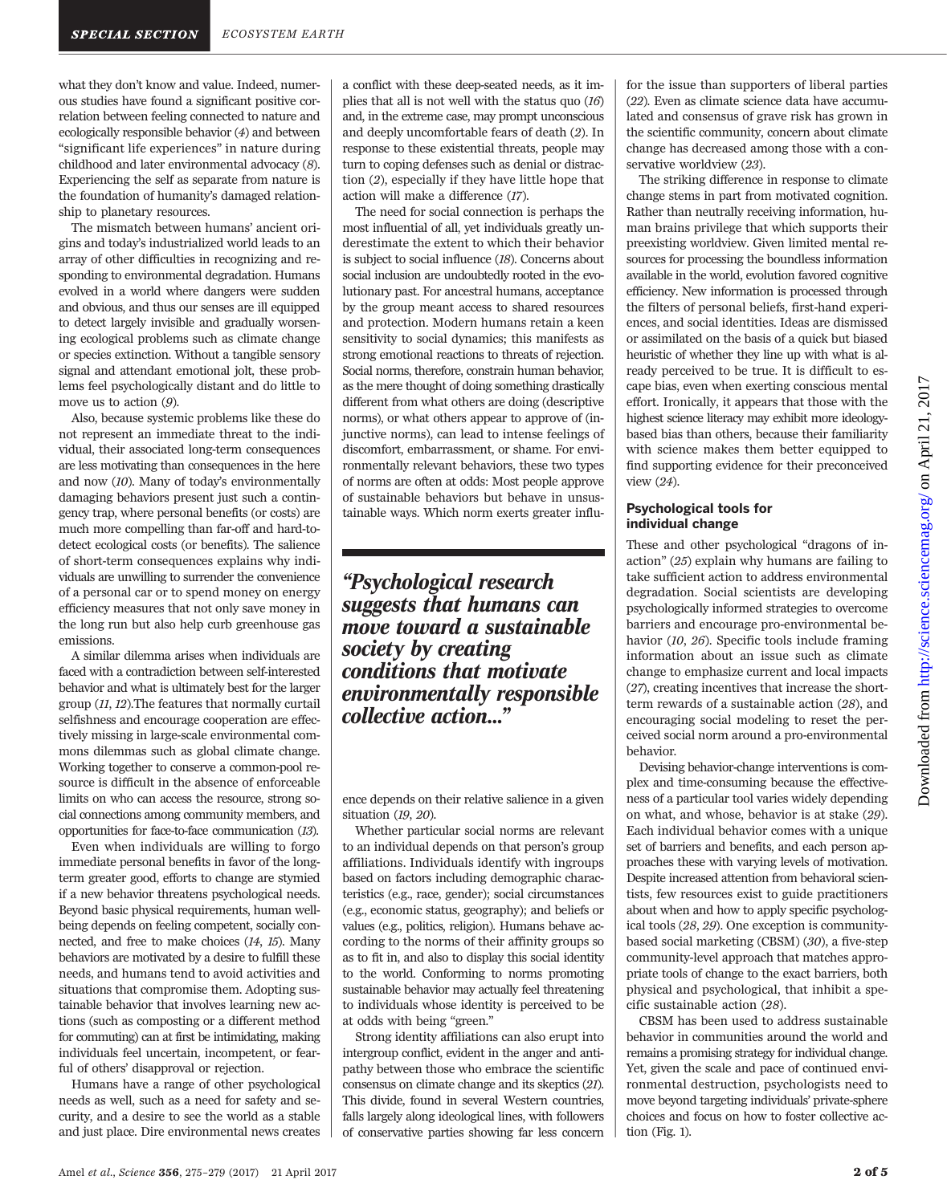what they don't know and value. Indeed, numerous studies have found a significant positive correlation between feeling connected to nature and ecologically responsible behavior (4) and between "significant life experiences" in nature during childhood and later environmental advocacy (8). Experiencing the self as separate from nature is the foundation of humanity's damaged relationship to planetary resources.

The mismatch between humans' ancient origins and today's industrialized world leads to an array of other difficulties in recognizing and responding to environmental degradation. Humans evolved in a world where dangers were sudden and obvious, and thus our senses are ill equipped to detect largely invisible and gradually worsening ecological problems such as climate change or species extinction. Without a tangible sensory signal and attendant emotional jolt, these problems feel psychologically distant and do little to move us to action (9).

Also, because systemic problems like these do not represent an immediate threat to the individual, their associated long-term consequences are less motivating than consequences in the here and now (10). Many of today's environmentally damaging behaviors present just such a contingency trap, where personal benefits (or costs) are much more compelling than far-off and hard-to-detect ecological costs (or benefits). The salience of short-term consequences explains why individuals are unwilling to surrender the convenience of a personal car or to spend money on energy efficiency measures that not only save money in the long run but also help curb greenhouse gas emissions.

A similar dilemma arises when individuals are faced with a contradiction between self-interested behavior and what is ultimately best for the larger group (11, 12). The features that normally curtail selfishness and encourage cooperation are effectively missing in large-scale environmental commons dilemmas such as global climate change. Working together to conserve a common-pool resource is difficult in the absence of enforceable limits on who can access the resource, strong social connections among community members, and opportunities for face-to-face communication (13).

Even when individuals are willing to forgo immediate personal benefits in favor of the long-term greater good, efforts to change are stymied if a new behavior threatens psychological needs. Beyond basic physical requirements, human well-being depends on feeling competent, socially connected, and free to make choices (14, 15). Many behaviors are motivated by a desire to fulfill these needs, and humans tend to avoid activities and situations that compromise them. Adopting sustainable behavior that involves learning new actions (such as composting or a different method for commuting) can at first be intimidating, making individuals feel uncertain, incompetent, or fearful of others' disapproval or rejection.

Humans have a range of other psychological needs as well, such as a need for safety and security, and a desire to see the world as a stable and just place. Dire environmental news creates a conflict with these deep-seated needs, as it implies that all is not well with the status quo (16) and, in the extreme case, may prompt unconscious and deeply uncomfortable fears of death (2). In response to these existential threats, people may turn to coping defenses such as denial or distraction (2), especially if they have little hope that action will make a difference (17).

The need for social connection is perhaps the most influential of all, yet individuals greatly underestimate the extent to which their behavior is subject to social influence (18). Concerns about social inclusion are undoubtedly rooted in the evolutionary past. For ancestral humans, acceptance by the group meant access to shared resources and protection. Modern humans retain a keen sensitivity to social dynamics; this manifests as strong emotional reactions to threats of rejection. Social norms, therefore, constrain human behavior, as the mere thought of doing something drastically different from what others are doing (descriptive norms), or what others appear to approve of (injunctive norms), can lead to intense feelings of discomfort, embarrassment, or shame. For environmentally relevant behaviors, these two types of norms are often at odds: Most people approve of sustainable behaviors but behave in unsustainable ways. Which norm exerts greater influence depends on their relative salience in a given situation (19, 20).

> ***"Psychological research suggests that humans can move toward a sustainable society by creating conditions that motivate environmentally responsible collective action..."***

Whether particular social norms are relevant to an individual depends on that person's group affiliations. Individuals identify with ingroups based on factors including demographic characteristics (e.g., race, gender); social circumstances (e.g., economic status, geography); and beliefs or values (e.g., politics, religion). Humans behave according to the norms of their affinity groups so as to fit in, and also to display this social identity to the world. Conforming to norms promoting sustainable behavior may actually feel threatening to individuals whose identity is perceived to be at odds with being "green."

Strong identity affiliations can also erupt into intergroup conflict, evident in the anger and antipathy between those who embrace the scientific consensus on climate change and its skeptics (21). This divide, found in several Western countries, falls largely along ideological lines, with followers of conservative parties showing far less concern for the issue than supporters of liberal parties (22). Even as climate science data have accumulated and consensus of grave risk has grown in the scientific community, concern about climate change has decreased among those with a conservative worldview (23).

The striking difference in response to climate change stems in part from motivated cognition. Rather than neutrally receiving information, human brains privilege that which supports their preexisting worldview. Given limited mental resources for processing the boundless information available in the world, evolution favored cognitive efficiency. New information is processed through the filters of personal beliefs, first-hand experiences, and social identities. Ideas are dismissed or assimilated on the basis of a quick but biased heuristic of whether they line up with what is already perceived to be true. It is difficult to escape bias, even when exerting conscious mental effort. Ironically, it appears that those with the highest science literacy may exhibit more ideology-based bias than others, because their familiarity with science makes them better equipped to find supporting evidence for their preconceived view (24).

### Psychological tools for individual change

These and other psychological "dragons of inaction" (25) explain why humans are failing to take sufficient action to address environmental degradation. Social scientists are developing psychologically informed strategies to overcome barriers and encourage pro-environmental behavior (10, 26). Specific tools include framing information about an issue such as climate change to emphasize current and local impacts (27), creating incentives that increase the short-term rewards of a sustainable action (28), and encouraging social modeling to reset the perceived social norm around a pro-environmental behavior.

Devising behavior-change interventions is complex and time-consuming because the effectiveness of a particular tool varies widely depending on what, and whose, behavior is at stake (29). Each individual behavior comes with a unique set of barriers and benefits, and each person approaches these with varying levels of motivation. Despite increased attention from behavioral scientists, few resources exist to guide practitioners about when and how to apply specific psychological tools (28, 29). One exception is community-based social marketing (CBSM) (30), a five-step community-level approach that matches appropriate tools of change to the exact barriers, both physical and psychological, that inhibit a specific sustainable action (28).

CBSM has been used to address sustainable behavior in communities around the world and remains a promising strategy for individual change. Yet, given the scale and pace of continued environmental destruction, psychologists need to move beyond targeting individuals' private-sphere choices and focus on how to foster collective action (Fig. 1).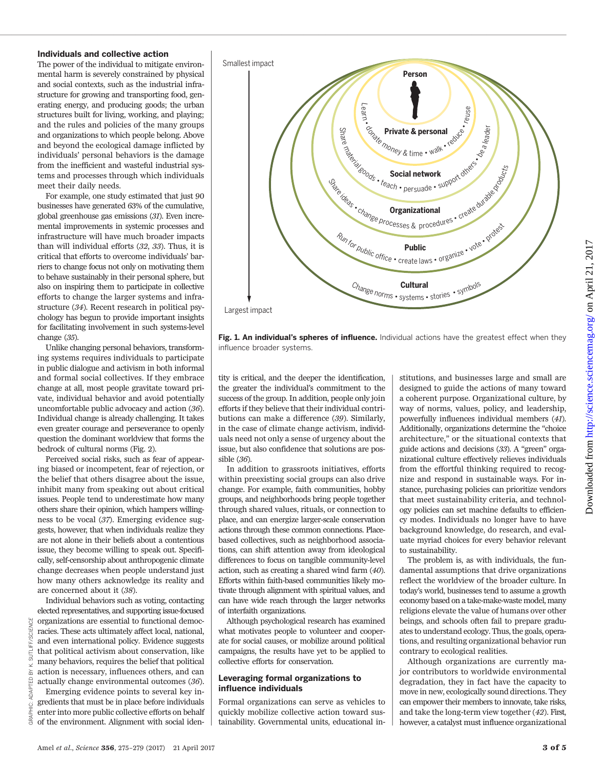## Individuals and collective action

The power of the individual to mitigate environmental harm is severely constrained by physical and social contexts, such as the industrial infrastructure for growing and transporting food, generating energy, and producing goods; the urban structures built for living, working, and playing; and the rules and policies of the many groups and organizations to which people belong. Above and beyond the ecological damage inflicted by individuals' personal behaviors is the damage from the inefficient and wasteful industrial systems and processes through which individuals meet their daily needs.

For example, one study estimated that just 90 businesses have generated 63% of the cumulative, global greenhouse gas emissions (*31*). Even incremental improvements in systemic processes and infrastructure will have much broader impacts than will individual efforts (*32*, *33*). Thus, it is critical that efforts to overcome individuals' barriers to change focus not only on motivating them to behave sustainably in their personal sphere, but also on inspiring them to participate in collective efforts to change the larger systems and infrastructure (*34*). Recent research in political psychology has begun to provide important insights for facilitating involvement in such systems-level change (*35*).

Unlike changing personal behaviors, transforming systems requires individuals to participate in public dialogue and activism in both informal and formal social collectives. If they embrace change at all, most people gravitate toward private, individual behavior and avoid potentially uncomfortable public advocacy and action (*36*). Individual change is already challenging. It takes even greater courage and perseverance to openly question the dominant worldview that forms the bedrock of cultural norms (Fig. 2).

Perceived social risks, such as fear of appearing biased or incompetent, fear of rejection, or the belief that others disagree about the issue, inhibit many from speaking out about critical issues. People tend to underestimate how many others share their opinion, which hampers willingness to be vocal (*37*). Emerging evidence suggests, however, that when individuals realize they are not alone in their beliefs about a contentious issue, they become willing to speak out. Specifically, self-censorship about anthropogenic climate change decreases when people understand just how many others acknowledge its reality and are concerned about it (*38*).

Individual behaviors such as voting, contacting elected representatives, and supporting issue-focused organizations are essential to functional democracies. These acts ultimately affect local, national, and even international policy. Evidence suggests that political activism about conservation, like many behaviors, requires the belief that political action is necessary, influences others, and can actually change environmental outcomes (*36*).

Emerging evidence points to several key ingredients that must be in place before individuals enter into more public collective efforts on behalf of the environment. Alignment with social identity is critical, and the deeper the identification, the greater the individual's commitment to the success of the group. In addition, people only join efforts if they believe that their individual contributions can make a difference (*39*). Similarly, in the case of climate change activism, individuals need not only a sense of urgency about the issue, but also confidence that solutions are possible (*36*).

In addition to grassroots initiatives, efforts within preexisting social groups can also drive change. For example, faith communities, hobby groups, and neighborhoods bring people together through shared values, rituals, or connection to place, and can energize larger-scale conservation actions through these common connections. Place-based collectives, such as neighborhood associations, can shift attention away from ideological differences to focus on tangible community-level action, such as creating a shared wind farm (*40*). Efforts within faith-based communities likely motivate through alignment with spiritual values, and can have wide reach through the larger networks of interfaith organizations.

Although psychological research has examined what motivates people to volunteer and cooperate for social causes, or mobilize around political campaigns, the results have yet to be applied to collective efforts for conservation.

Smallest impact

Person

Private & personal

Learn • donate money & time • walk • reduce • reuse

Social network

Share material goods • teach • persuade • support others • be a leader

Organizational

Share ideas • change processes & procedures • create durable products

Public

Run for public office • create laws • organize • vote • protest

Cultural

Change norms • systems • stories • symbols

Largest impact

**Fig. 1. An individual's spheres of influence.** Individual actions have the greatest effect when they influence broader systems.

## Leveraging formal organizations to influence individuals

Formal organizations can serve as vehicles to quickly mobilize collective action toward sustainability. Governmental units, educational institutions, and businesses large and small are designed to guide the actions of many toward a coherent purpose. Organizational culture, by way of norms, values, policy, and leadership, powerfully influences individual members (*41*). Additionally, organizations determine the "choice architecture," or the situational contexts that guide actions and decisions (*33*). A "green" organizational culture effectively relieves individuals from the effortful thinking required to recognize and respond in sustainable ways. For instance, purchasing policies can prioritize vendors that meet sustainability criteria, and technology policies can set machine defaults to efficiency modes. Individuals no longer have to have background knowledge, do research, and evaluate myriad choices for every behavior relevant to sustainability.

The problem is, as with individuals, the fundamental assumptions that drive organizations reflect the worldview of the broader culture. In today's world, businesses tend to assume a growth economy based on a take-make-waste model, many religions elevate the value of humans over other beings, and schools often fail to prepare graduates to understand ecology. Thus, the goals, operations, and resulting organizational behavior run contrary to ecological realities.

Although organizations are currently major contributors to worldwide environmental degradation, they in fact have the capacity to move in new, ecologically sound directions. They can empower their members to innovate, take risks, and take the long-term view together (*42*). First, however, a catalyst must influence organizational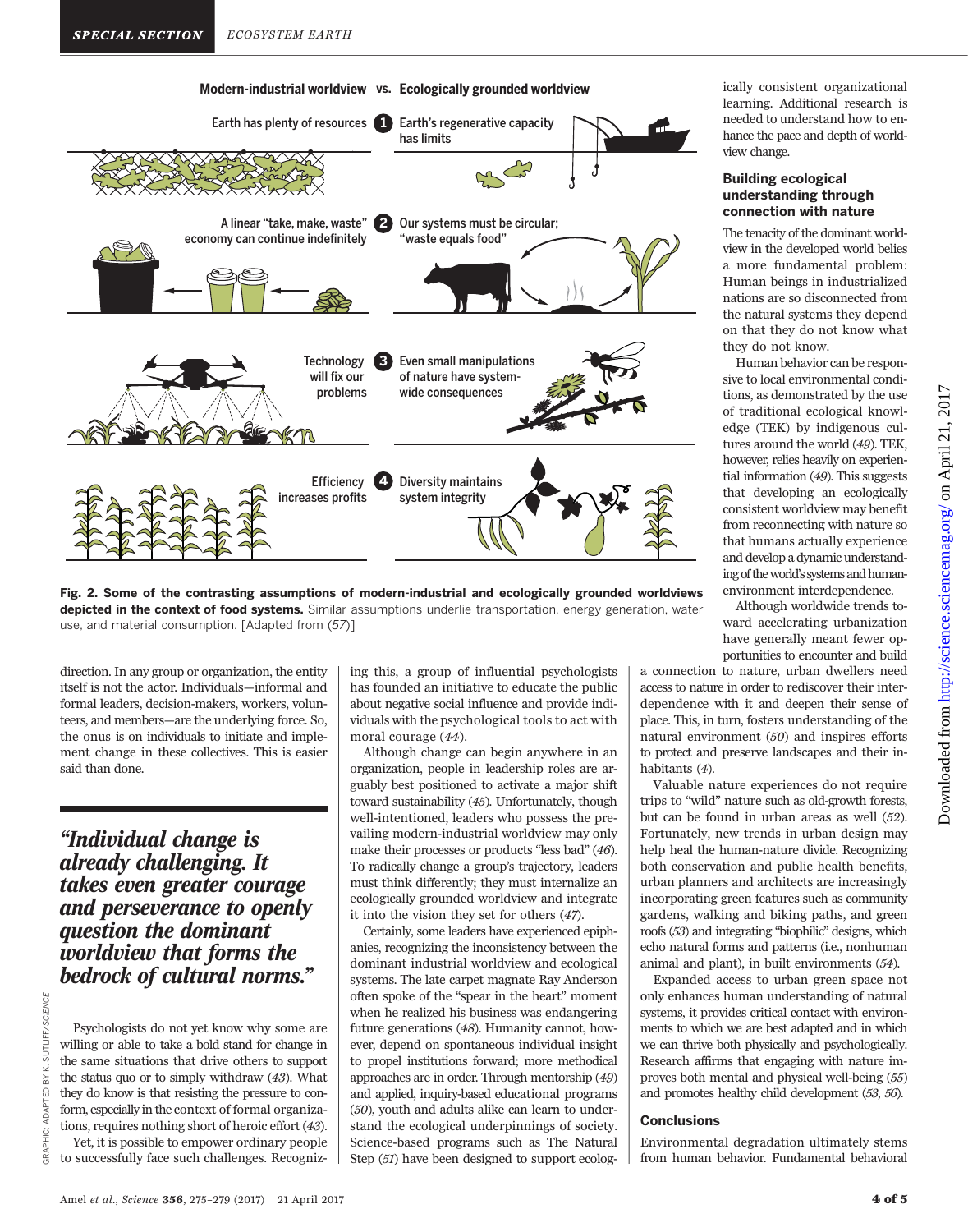ically consistent organizational learning. Additional research is needed to understand how to enhance the pace and depth of worldview change.

**Modern-industrial worldview vs. Ecologically grounded worldview**

| Modern-industrial worldview | | Ecologically grounded worldview |
|---|---|---|
| Earth has plenty of resources | 1 | Earth's regenerative capacity has limits |
| A linear "take, make, waste" economy can continue indefinitely | 2 | Our systems must be circular; "waste equals food" |
| Technology will fix our problems | 3 | Even small manipulations of nature have system-wide consequences |
| Efficiency increases profits | 4 | Diversity maintains system integrity |

**Fig. 2. Some of the contrasting assumptions of modern-industrial and ecologically grounded worldviews depicted in the context of food systems.** Similar assumptions underlie transportation, energy generation, water use, and material consumption. [Adapted from (57)]

GRAPHIC: ADAPTED BY K. SUTLIFF/SCIENCE

direction. In any group or organization, the entity itself is not the actor. Individuals—informal and formal leaders, decision-makers, workers, volunteers, and members—are the underlying force. So, the onus is on individuals to initiate and implement change in these collectives. This is easier said than done.

> *"Individual change is already challenging. It takes even greater courage and perseverance to openly question the dominant worldview that forms the bedrock of cultural norms."*

Psychologists do not yet know why some are willing or able to take a bold stand for change in the same situations that drive others to support the status quo or to simply withdraw (*43*). What they do know is that resisting the pressure to conform, especially in the context of formal organizations, requires nothing short of heroic effort (*43*).

Yet, it is possible to empower ordinary people to successfully face such challenges. Recognizing this, a group of influential psychologists has founded an initiative to educate the public about negative social influence and provide individuals with the psychological tools to act with moral courage (*44*).

Although change can begin anywhere in an organization, people in leadership roles are arguably best positioned to activate a major shift toward sustainability (*45*). Unfortunately, though well-intentioned, leaders who possess the prevailing modern-industrial worldview may only make their processes or products "less bad" (*46*). To radically change a group's trajectory, leaders must think differently; they must internalize an ecologically grounded worldview and integrate it into the vision they set for others (*47*).

Certainly, some leaders have experienced epiphanies, recognizing the inconsistency between the dominant industrial worldview and ecological systems. The late carpet magnate Ray Anderson often spoke of the "spear in the heart" moment when he realized his business was endangering future generations (*48*). Humanity cannot, however, depend on spontaneous individual insight to propel institutions forward; more methodical approaches are in order. Through mentorship (*49*) and applied, inquiry-based educational programs (*50*), youth and adults alike can learn to understand the ecological underpinnings of society. Science-based programs such as The Natural Step (*51*) have been designed to support ecologically consistent organizational learning. Additional research is needed to understand how to enhance the pace and depth of worldview change.

## Building ecological understanding through connection with nature

The tenacity of the dominant worldview in the developed world belies a more fundamental problem: Human beings in industrialized nations are so disconnected from the natural systems they depend on that they do not know what they do not know.

Human behavior can be responsive to local environmental conditions, as demonstrated by the use of traditional ecological knowledge (TEK) by indigenous cultures around the world (*49*). TEK, however, relies heavily on experiential information (*49*). This suggests that developing an ecologically consistent worldview may benefit from reconnecting with nature so that humans actually experience and develop a dynamic understanding of the world's systems and human-environment interdependence.

Although worldwide trends toward accelerating urbanization have generally meant fewer opportunities to encounter and build a connection to nature, urban dwellers need access to nature in order to rediscover their interdependence with it and deepen their sense of place. This, in turn, fosters understanding of the natural environment (*50*) and inspires efforts to protect and preserve landscapes and their inhabitants (*4*).

Valuable nature experiences do not require trips to "wild" nature such as old-growth forests, but can be found in urban areas as well (*52*). Fortunately, new trends in urban design may help heal the human-nature divide. Recognizing both conservation and public health benefits, urban planners and architects are increasingly incorporating green features such as community gardens, walking and biking paths, and green roofs (*53*) and integrating "biophilic" designs, which echo natural forms and patterns (i.e., nonhuman animal and plant), in built environments (*54*).

Expanded access to urban green space not only enhances human understanding of natural systems, it provides critical contact with environments to which we are best adapted and in which we can thrive both physically and psychologically. Research affirms that engaging with nature improves both mental and physical well-being (*55*) and promotes healthy child development (*53*, *56*).

## Conclusions

Environmental degradation ultimately stems from human behavior. Fundamental behavioral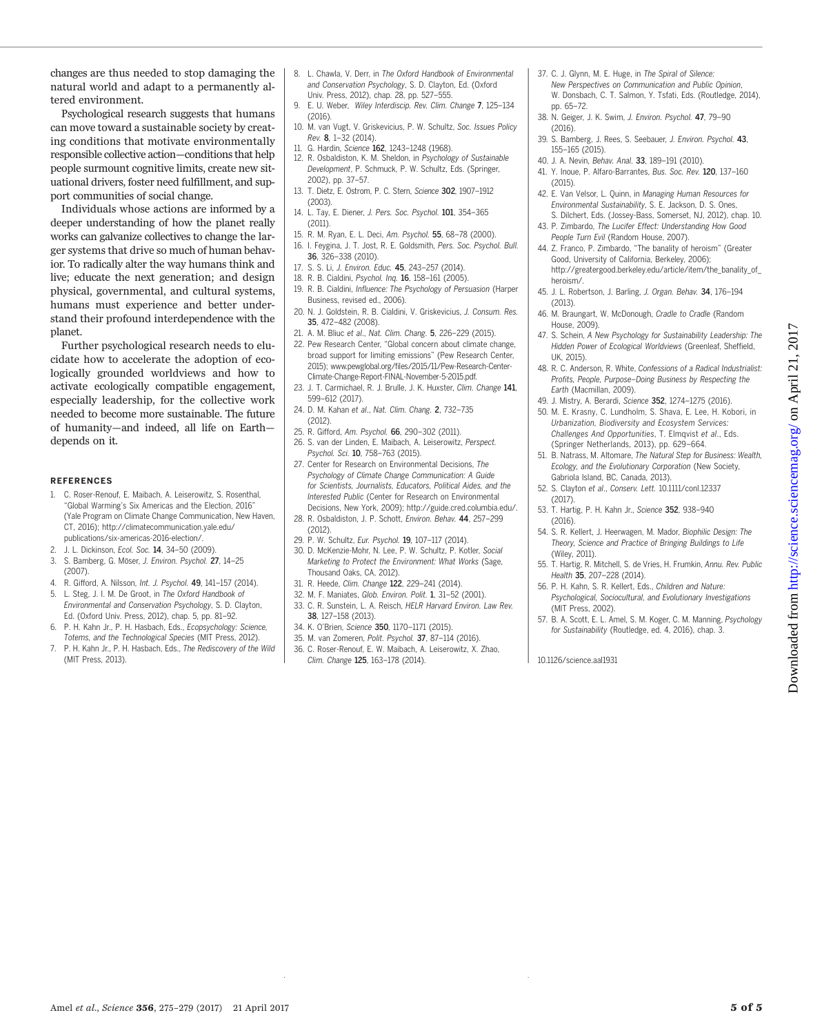changes are thus needed to stop damaging the natural world and adapt to a permanently altered environment.

Psychological research suggests that humans can move toward a sustainable society by creating conditions that motivate environmentally responsible collective action—conditions that help people surmount cognitive limits, create new situational drivers, foster need fulfillment, and support communities of social change.

Individuals whose actions are informed by a deeper understanding of how the planet really works can galvanize collectives to change the larger systems that drive so much of human behavior. To radically alter the way humans think and live; educate the next generation; and design physical, governmental, and cultural systems, humans must experience and better understand their profound interdependence with the planet.

Further psychological research needs to elucidate how to accelerate the adoption of ecologically grounded worldviews and how to activate ecologically compatible engagement, especially leadership, for the collective work needed to become more sustainable. The future of humanity—and indeed, all life on Earth—depends on it.

## REFERENCES

1. C. Roser-Renouf, E. Maibach, A. Leiserowitz, S. Rosenthal, "Global Warming's Six Americas and the Election, 2016" (Yale Program on Climate Change Communication, New Haven, CT, 2016); http://climatecommunication.yale.edu/publications/six-americas-2016-election/.
2. J. L. Dickinson, *Ecol. Soc.* **14**, 34–50 (2009).
3. S. Bamberg, G. Möser, *J. Environ. Psychol.* **27**, 14–25 (2007).
4. R. Gifford, A. Nilsson, *Int. J. Psychol.* **49**, 141–157 (2014).
5. L. Steg, J. I. M. De Groot, in *The Oxford Handbook of Environmental and Conservation Psychology*, S. D. Clayton, Ed. (Oxford Univ. Press, 2012), chap. 5, pp. 81–92.
6. P. H. Kahn Jr., P. H. Hasbach, Eds., *Ecopsychology: Science, Totems, and the Technological Species* (MIT Press, 2012).
7. P. H. Kahn Jr., P. H. Hasbach, Eds., *The Rediscovery of the Wild* (MIT Press, 2013).
8. L. Chawla, V. Derr, in *The Oxford Handbook of Environmental and Conservation Psychology*, S. D. Clayton, Ed. (Oxford Univ. Press, 2012), chap. 28, pp. 527–555.
9. E. U. Weber, *Wiley Interdiscip. Rev. Clim. Change* **7**, 125–134 (2016).
10. M. van Vugt, V. Griskevicius, P. W. Schultz, *Soc. Issues Policy Rev.* **8**, 1–32 (2014).
11. G. Hardin, *Science* **162**, 1243–1248 (1968).
12. R. Osbaldiston, K. M. Sheldon, in *Psychology of Sustainable Development*, P. Schmuck, P. W. Schultz, Eds. (Springer, 2002), pp. 37–57.
13. T. Dietz, E. Ostrom, P. C. Stern, *Science* **302**, 1907–1912 (2003).
14. L. Tay, E. Diener, *J. Pers. Soc. Psychol.* **101**, 354–365 (2011).
15. R. M. Ryan, E. L. Deci, *Am. Psychol.* **55**, 68–78 (2000).
16. I. Feygina, J. T. Jost, R. E. Goldsmith, *Pers. Soc. Psychol. Bull.* **36**, 326–338 (2010).
17. S. S. Li, *J. Environ. Educ.* **45**, 243–257 (2014).
18. R. B. Cialdini, *Psychol. Inq.* **16**, 158–161 (2005).
19. R. B. Cialdini, *Influence: The Psychology of Persuasion* (Harper Business, revised ed., 2006).
20. N. J. Goldstein, R. B. Cialdini, V. Griskevicius, *J. Consum. Res.* **35**, 472–482 (2008).
21. A. M. Bliuc *et al*., *Nat. Clim. Chang.* **5**, 226–229 (2015).
22. Pew Research Center, "Global concern about climate change, broad support for limiting emissions" (Pew Research Center, 2015); www.pewglobal.org/files/2015/11/Pew-Research-Center-Climate-Change-Report-FINAL-November-5-2015.pdf.
23. J. T. Carmichael, R. J. Brulle, J. K. Huxster, *Clim. Change* **141**, 599–612 (2017).
24. D. M. Kahan *et al*., *Nat. Clim. Chang.* **2**, 732–735 (2012).
25. R. Gifford, *Am. Psychol.* **66**, 290–302 (2011).
26. S. van der Linden, E. Maibach, A. Leiserowitz, *Perspect. Psychol. Sci.* **10**, 758–763 (2015).
27. Center for Research on Environmental Decisions, *The Psychology of Climate Change Communication: A Guide for Scientists, Journalists, Educators, Political Aides, and the Interested Public* (Center for Research on Environmental Decisions, New York, 2009); http://guide.cred.columbia.edu/.
28. R. Osbaldiston, J. P. Schott, *Environ. Behav.* **44**, 257–299 (2012).
29. P. W. Schultz, *Eur. Psychol.* **19**, 107–117 (2014).
30. D. McKenzie-Mohr, N. Lee, P. W. Schultz, P. Kotler, *Social Marketing to Protect the Environment: What Works* (Sage, Thousand Oaks, CA, 2012).
31. R. Heede, *Clim. Change* **122**, 229–241 (2014).
32. M. F. Maniates, *Glob. Environ. Polit.* **1**, 31–52 (2001).
33. C. R. Sunstein, L. A. Reisch, *HELR Harvard Environ. Law Rev.* **38**, 127–158 (2013).
34. K. O'Brien, *Science* **350**, 1170–1171 (2015).
35. M. van Zomeren, *Polit. Psychol.* **37**, 87–114 (2016).
36. C. Roser-Renouf, E. W. Maibach, A. Leiserowitz, X. Zhao, *Clim. Change* **125**, 163–178 (2014).
37. C. J. Glynn, M. E. Huge, in *The Spiral of Silence: New Perspectives on Communication and Public Opinion*, W. Donsbach, C. T. Salmon, Y. Tsfati, Eds. (Routledge, 2014), pp. 65–72.
38. N. Geiger, J. K. Swim, *J. Environ. Psychol.* **47**, 79–90 (2016).
39. S. Bamberg, J. Rees, S. Seebauer, *J. Environ. Psychol.* **43**, 155–165 (2015).
40. J. A. Nevin, *Behav. Anal.* **33**, 189–191 (2010).
41. Y. Inoue, P. Alfaro-Barrantes, *Bus. Soc. Rev.* **120**, 137–160 (2015).
42. E. Van Velsor, L. Quinn, in *Managing Human Resources for Environmental Sustainability*, S. E. Jackson, D. S. Ones, S. Dilchert, Eds. (Jossey-Bass, Somerset, NJ, 2012), chap. 10.
43. P. Zimbardo, *The Lucifer Effect: Understanding How Good People Turn Evil* (Random House, 2007).
44. Z. Franco, P. Zimbardo, "The banality of heroism" (Greater Good, University of California, Berkeley, 2006); http://greatergood.berkeley.edu/article/item/the_banality_of_heroism/.
45. J. L. Robertson, J. Barling, *J. Organ. Behav.* **34**, 176–194 (2013).
46. M. Braungart, W. McDonough, *Cradle to Cradle* (Random House, 2009).
47. S. Schein, *A New Psychology for Sustainability Leadership: The Hidden Power of Ecological Worldviews* (Greenleaf, Sheffield, UK, 2015).
48. R. C. Anderson, R. White, *Confessions of a Radical Industrialist: Profits, People, Purpose–Doing Business by Respecting the Earth* (Macmillan, 2009).
49. J. Mistry, A. Berardi, *Science* **352**, 1274–1275 (2016).
50. M. E. Krasny, C. Lundholm, S. Shava, E. Lee, H. Kobori, in *Urbanization, Biodiversity and Ecosystem Services: Challenges And Opportunities*, T. Elmqvist *et al*., Eds. (Springer Netherlands, 2013), pp. 629–664.
51. B. Natrass, M. Altomare, *The Natural Step for Business: Wealth, Ecology, and the Evolutionary Corporation* (New Society, Gabriola Island, BC, Canada, 2013).
52. S. Clayton *et al*., *Conserv. Lett.* 10.1111/conl.12337 (2017).
53. T. Hartig, P. H. Kahn Jr., *Science* **352**, 938–940 (2016).
54. S. R. Kellert, J. Heerwagen, M. Mador, *Biophilic Design: The Theory, Science and Practice of Bringing Buildings to Life* (Wiley, 2011).
55. T. Hartig, R. Mitchell, S. de Vries, H. Frumkin, *Annu. Rev. Public Health* **35**, 207–228 (2014).
56. P. H. Kahn, S. R. Kellert, Eds., *Children and Nature: Psychological, Sociocultural, and Evolutionary Investigations* (MIT Press, 2002).
57. B. A. Scott, E. L. Amel, S. M. Koger, C. M. Manning, *Psychology for Sustainability* (Routledge, ed. 4, 2016), chap. 3.

10.1126/science.aal1931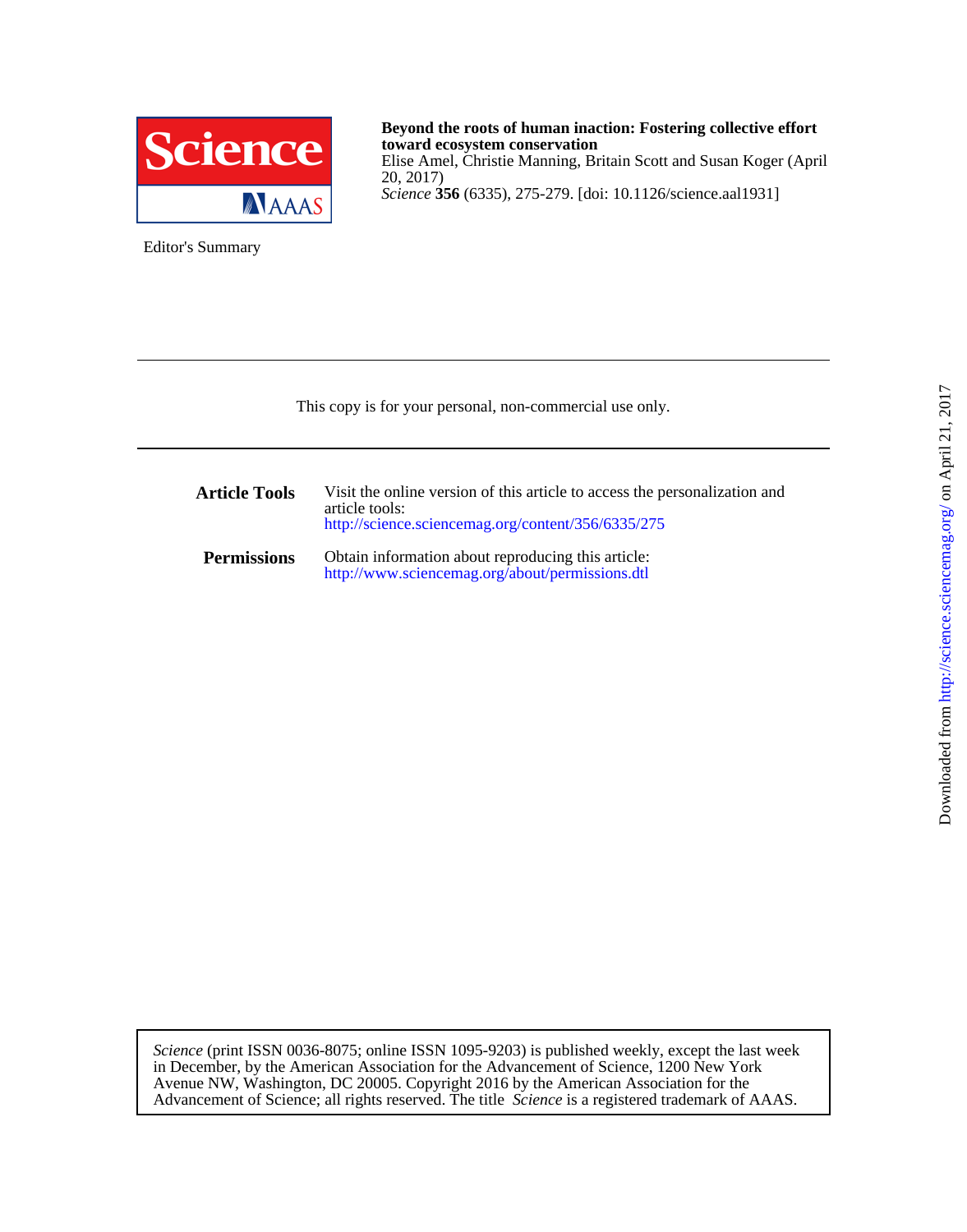**Beyond the roots of human inaction: Fostering collective effort toward ecosystem conservation**
Elise Amel, Christie Manning, Britain Scott and Susan Koger (April 20, 2017)
*Science* **356** (6335), 275-279. [doi: 10.1126/science.aal1931]

Editor's Summary

This copy is for your personal, non-commercial use only.

**Article Tools** Visit the online version of this article to access the personalization and article tools:
http://science.sciencemag.org/content/356/6335/275

**Permissions** Obtain information about reproducing this article:
http://www.sciencemag.org/about/permissions.dtl

*Science* (print ISSN 0036-8075; online ISSN 1095-9203) is published weekly, except the last week in December, by the American Association for the Advancement of Science, 1200 New York Avenue NW, Washington, DC 20005. Copyright 2016 by the American Association for the Advancement of Science; all rights reserved. The title *Science* is a registered trademark of AAAS.

Downloaded from http://science.sciencemag.org/ on April 21, 2017